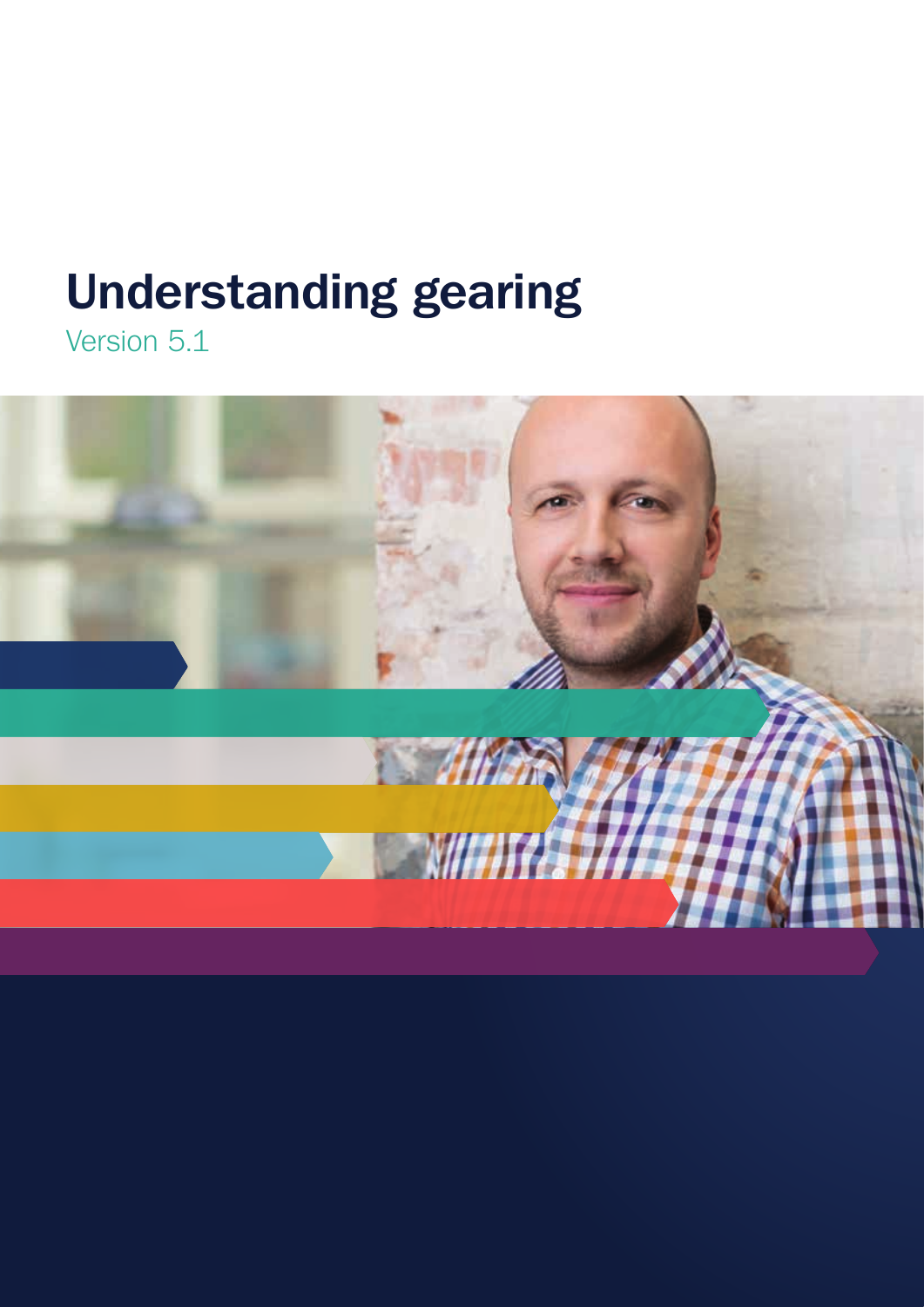# Understanding gearing

Version 5.1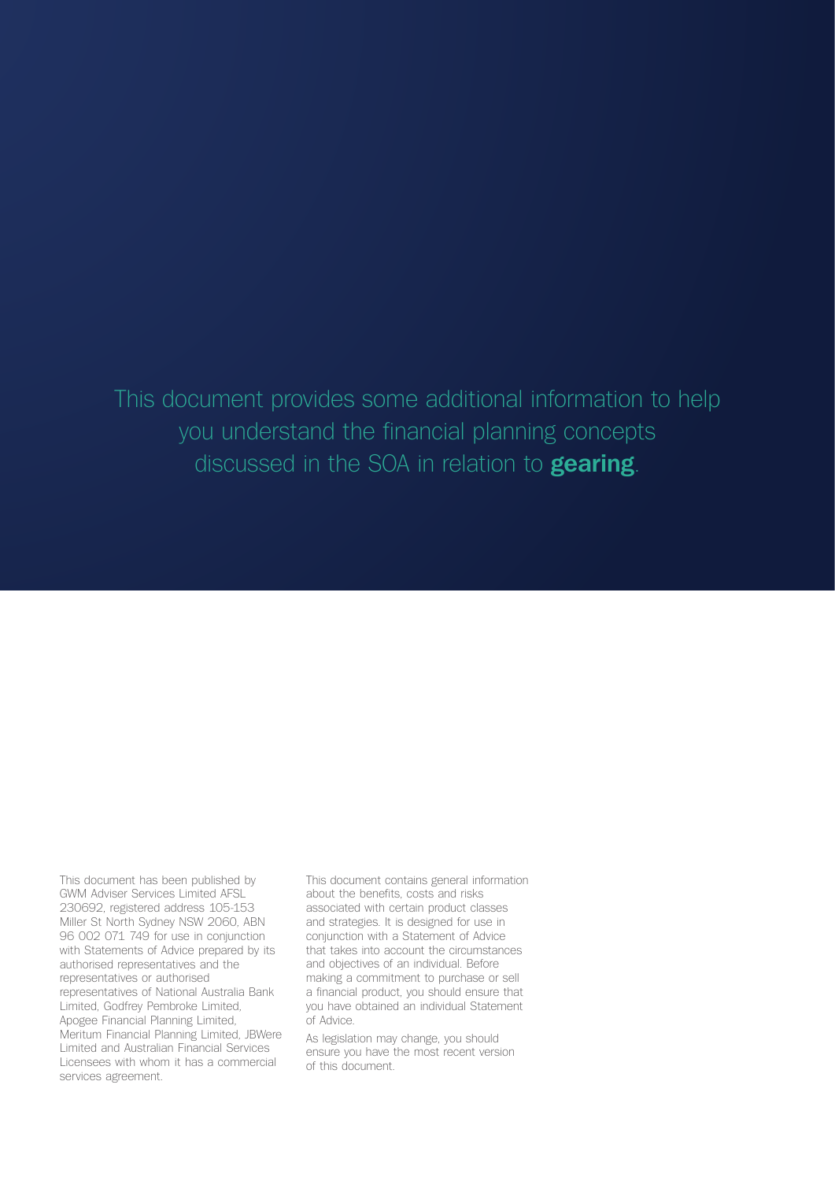This document provides some additional information to help you understand the financial planning concepts discussed in the SOA in relation to **gearing**.

This document has been published by GWM Adviser Services Limited AFSL 230692, registered address 105-153 Miller St North Sydney NSW 2060, ABN 96 002 071 749 for use in conjunction with Statements of Advice prepared by its authorised representatives and the representatives or authorised representatives of National Australia Bank Limited, Godfrey Pembroke Limited, Apogee Financial Planning Limited, Meritum Financial Planning Limited, JBWere Limited and Australian Financial Services Licensees with whom it has a commercial services agreement.

This document contains general information about the benefits, costs and risks associated with certain product classes and strategies. It is designed for use in conjunction with a Statement of Advice that takes into account the circumstances and objectives of an individual. Before making a commitment to purchase or sell a financial product, you should ensure that you have obtained an individual Statement of Advice.

As legislation may change, you should ensure you have the most recent version of this document.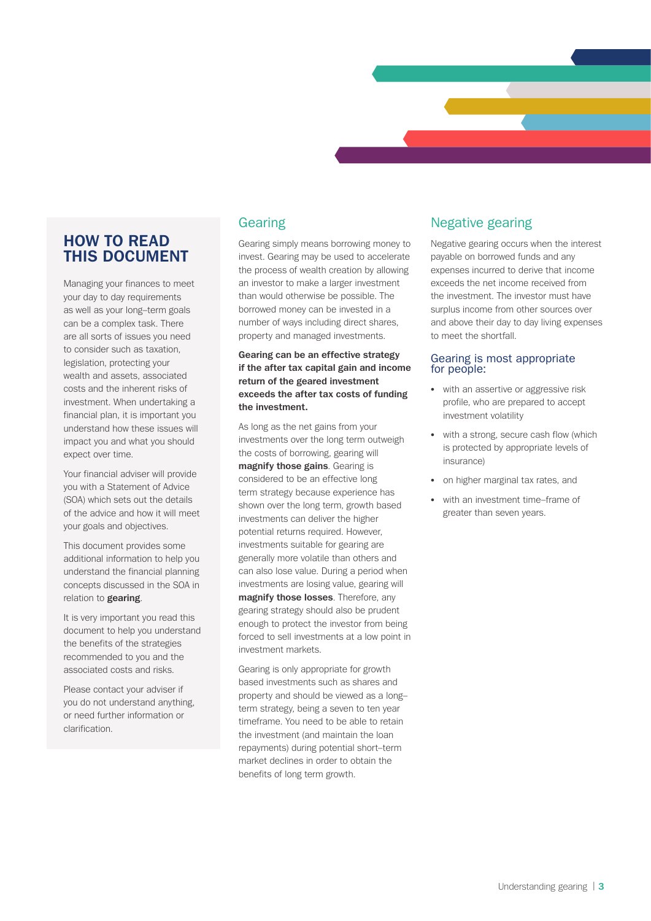## HOW TO READ THIS DOCUMENT

Managing your finances to meet your day to day requirements as well as your long–term goals can be a complex task. There are all sorts of issues you need to consider such as taxation, legislation, protecting your wealth and assets, associated costs and the inherent risks of investment. When undertaking a financial plan, it is important you understand how these issues will impact you and what you should expect over time.

Your financial adviser will provide you with a Statement of Advice (SOA) which sets out the details of the advice and how it will meet your goals and objectives.

This document provides some additional information to help you understand the financial planning concepts discussed in the SOA in relation to **gearing**.

It is very important you read this document to help you understand the benefits of the strategies recommended to you and the associated costs and risks.

Please contact your adviser if you do not understand anything, or need further information or clarification.

## Gearing

Gearing simply means borrowing money to invest. Gearing may be used to accelerate the process of wealth creation by allowing an investor to make a larger investment than would otherwise be possible. The borrowed money can be invested in a number of ways including direct shares, property and managed investments.

**Gearing can be an effective strategy if the after tax capital gain and income return of the geared investment exceeds the after tax costs of funding the investment.**

As long as the net gains from your investments over the long term outweigh the costs of borrowing, gearing will **magnify those gains**. Gearing is considered to be an effective long term strategy because experience has shown over the long term, growth based investments can deliver the higher potential returns required. However, investments suitable for gearing are generally more volatile than others and can also lose value. During a period when investments are losing value, gearing will **magnify those losses**. Therefore, any gearing strategy should also be prudent enough to protect the investor from being forced to sell investments at a low point in investment markets.

Gearing is only appropriate for growth based investments such as shares and property and should be viewed as a long–term strategy, being a seven to ten year timeframe. You need to be able to retain the investment (and maintain the loan repayments) during potential short–term market declines in order to obtain the benefits of long term growth.

## Negative gearing

Negative gearing occurs when the interest payable on borrowed funds and any expenses incurred to derive that income exceeds the net income received from the investment. The investor must have surplus income from other sources over and above their day to day living expenses to meet the shortfall.

### Gearing is most appropriate for people:

- with an assertive or aggressive risk profile, who are prepared to accept investment volatility
- with a strong, secure cash flow (which is protected by appropriate levels of insurance)
- on higher marginal tax rates, and
- with an investment time–frame of greater than seven years.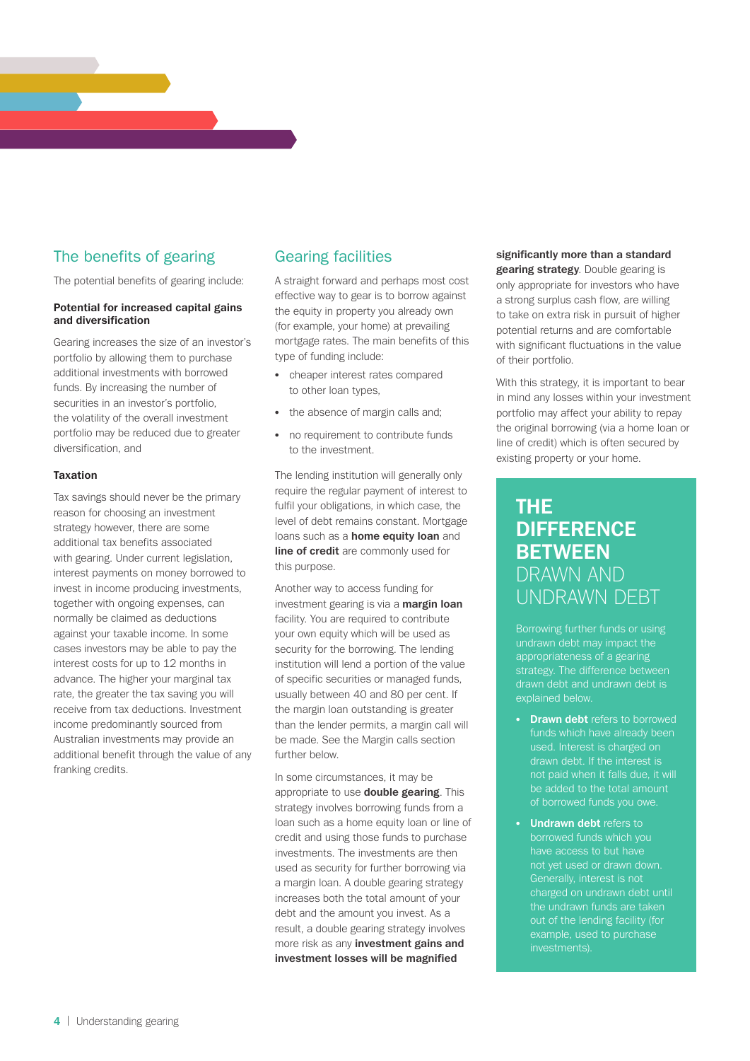## The benefits of gearing

The potential benefits of gearing include:

### Potential for increased capital gains and diversification

Gearing increases the size of an investor's portfolio by allowing them to purchase additional investments with borrowed funds. By increasing the number of securities in an investor's portfolio, the volatility of the overall investment portfolio may be reduced due to greater diversification, and

### Taxation

Tax savings should never be the primary reason for choosing an investment strategy however, there are some additional tax benefits associated with gearing. Under current legislation, interest payments on money borrowed to invest in income producing investments, together with ongoing expenses, can normally be claimed as deductions against your taxable income. In some cases investors may be able to pay the interest costs for up to 12 months in advance. The higher your marginal tax rate, the greater the tax saving you will receive from tax deductions. Investment income predominantly sourced from Australian investments may provide an additional benefit through the value of any franking credits.

## Gearing facilities

A straight forward and perhaps most cost effective way to gear is to borrow against the equity in property you already own (for example, your home) at prevailing mortgage rates. The main benefits of this type of funding include:

- cheaper interest rates compared to other loan types,
- the absence of margin calls and;
- no requirement to contribute funds to the investment.

The lending institution will generally only require the regular payment of interest to fulfil your obligations, in which case, the level of debt remains constant. Mortgage loans such as a **home equity loan** and **line of credit** are commonly used for this purpose.

Another way to access funding for investment gearing is via a **margin loan** facility. You are required to contribute your own equity which will be used as security for the borrowing. The lending institution will lend a portion of the value of specific securities or managed funds, usually between 40 and 80 per cent. If the margin loan outstanding is greater than the lender permits, a margin call will be made. See the Margin calls section further below.

In some circumstances, it may be appropriate to use **double gearing**. This strategy involves borrowing funds from a loan such as a home equity loan or line of credit and using those funds to purchase investments. The investments are then used as security for further borrowing via a margin loan. A double gearing strategy increases both the total amount of your debt and the amount you invest. As a result, a double gearing strategy involves more risk as any **investment gains and investment losses will be magnified significantly more than a standard gearing strategy**. Double gearing is only appropriate for investors who have a strong surplus cash flow, are willing to take on extra risk in pursuit of higher potential returns and are comfortable with significant fluctuations in the value of their portfolio.

With this strategy, it is important to bear in mind any losses within your investment portfolio may affect your ability to repay the original borrowing (via a home loan or line of credit) which is often secured by existing property or your home.

## THE DIFFERENCE BETWEEN DRAWN AND UNDRAWN DEBT

Borrowing further funds or using undrawn debt may impact the appropriateness of a gearing strategy. The difference between drawn debt and undrawn debt is explained below.

- **Drawn debt** refers to borrowed funds which have already been used. Interest is charged on drawn debt. If the interest is not paid when it falls due, it will be added to the total amount of borrowed funds you owe.
- **Undrawn debt** refers to borrowed funds which you have access to but have not yet used or drawn down. Generally, interest is not charged on undrawn debt until the undrawn funds are taken out of the lending facility (for example, used to purchase investments).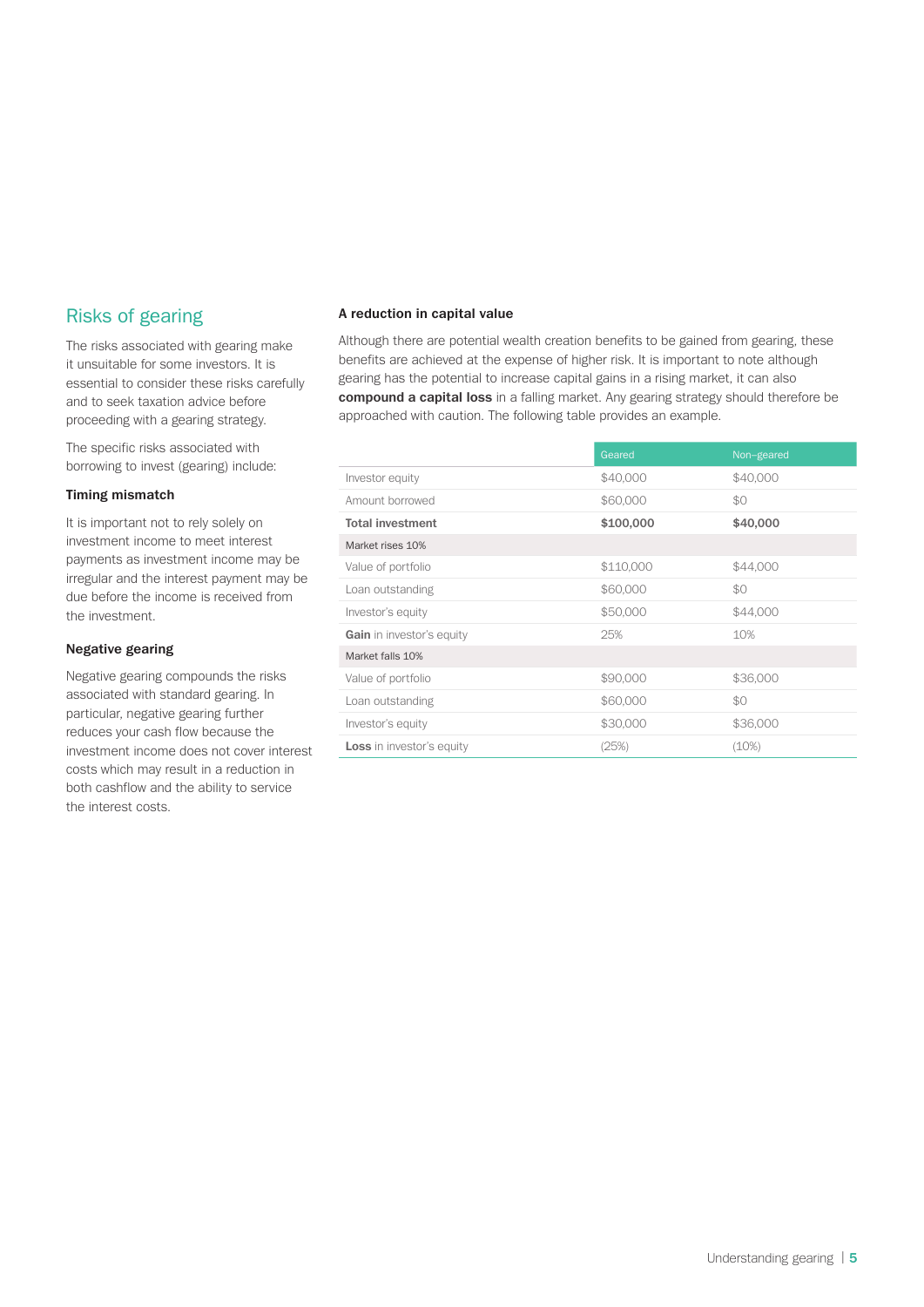## Risks of gearing

The risks associated with gearing make it unsuitable for some investors. It is essential to consider these risks carefully and to seek taxation advice before proceeding with a gearing strategy.

The specific risks associated with borrowing to invest (gearing) include:

### Timing mismatch

It is important not to rely solely on investment income to meet interest payments as investment income may be irregular and the interest payment may be due before the income is received from the investment.

### Negative gearing

Negative gearing compounds the risks associated with standard gearing. In particular, negative gearing further reduces your cash flow because the investment income does not cover interest costs which may result in a reduction in both cashflow and the ability to service the interest costs.

### A reduction in capital value

Although there are potential wealth creation benefits to be gained from gearing, these benefits are achieved at the expense of higher risk. It is important to note although gearing has the potential to increase capital gains in a rising market, it can also **compound a capital loss** in a falling market. Any gearing strategy should therefore be approached with caution. The following table provides an example.

| | Geared | Non-geared |
|---|---|---|
| Investor equity | $40,000 | $40,000 |
| Amount borrowed | $60,000 | $0 |
| **Total investment** | **$100,000** | **$40,000** |
| Market rises 10% | | |
| Value of portfolio | $110,000 | $44,000 |
| Loan outstanding | $60,000 | $0 |
| Investor's equity | $50,000 | $44,000 |
| **Gain** in investor's equity | 25% | 10% |
| Market falls 10% | | |
| Value of portfolio | $90,000 | $36,000 |
| Loan outstanding | $60,000 | $0 |
| Investor's equity | $30,000 | $36,000 |
| **Loss** in investor's equity | (25%) | (10%) |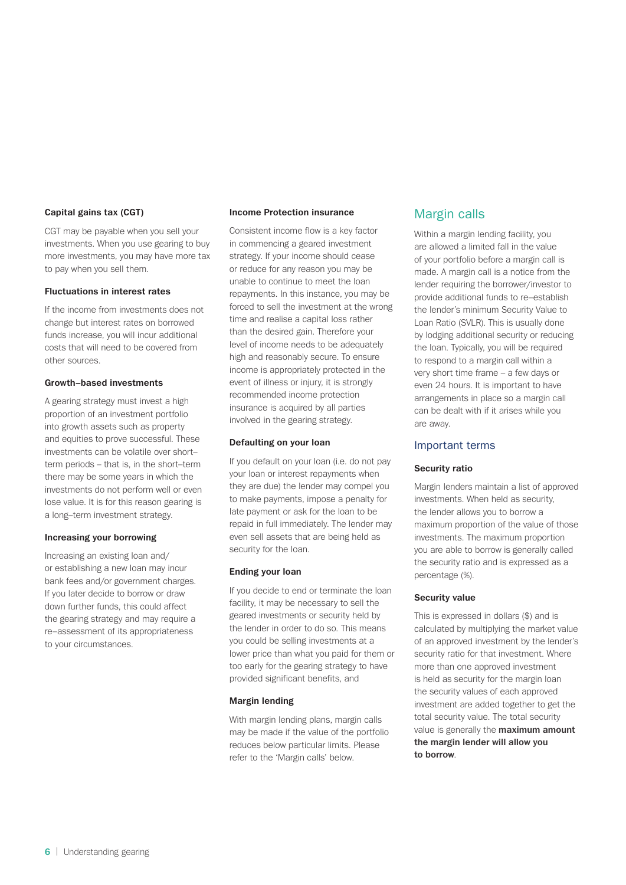### Capital gains tax (CGT)

CGT may be payable when you sell your investments. When you use gearing to buy more investments, you may have more tax to pay when you sell them.

### Fluctuations in interest rates

If the income from investments does not change but interest rates on borrowed funds increase, you will incur additional costs that will need to be covered from other sources.

### Growth–based investments

A gearing strategy must invest a high proportion of an investment portfolio into growth assets such as property and equities to prove successful. These investments can be volatile over short–term periods – that is, in the short–term there may be some years in which the investments do not perform well or even lose value. It is for this reason gearing is a long–term investment strategy.

### Increasing your borrowing

Increasing an existing loan and/or establishing a new loan may incur bank fees and/or government charges. If you later decide to borrow or draw down further funds, this could affect the gearing strategy and may require a re–assessment of its appropriateness to your circumstances.

### Income Protection insurance

Consistent income flow is a key factor in commencing a geared investment strategy. If your income should cease or reduce for any reason you may be unable to continue to meet the loan repayments. In this instance, you may be forced to sell the investment at the wrong time and realise a capital loss rather than the desired gain. Therefore your level of income needs to be adequately high and reasonably secure. To ensure income is appropriately protected in the event of illness or injury, it is strongly recommended income protection insurance is acquired by all parties involved in the gearing strategy.

### Defaulting on your loan

If you default on your loan (i.e. do not pay your loan or interest repayments when they are due) the lender may compel you to make payments, impose a penalty for late payment or ask for the loan to be repaid in full immediately. The lender may even sell assets that are being held as security for the loan.

### Ending your loan

If you decide to end or terminate the loan facility, it may be necessary to sell the geared investments or security held by the lender in order to do so. This means you could be selling investments at a lower price than what you paid for them or too early for the gearing strategy to have provided significant benefits, and

### Margin lending

With margin lending plans, margin calls may be made if the value of the portfolio reduces below particular limits. Please refer to the 'Margin calls' below.

## Margin calls

Within a margin lending facility, you are allowed a limited fall in the value of your portfolio before a margin call is made. A margin call is a notice from the lender requiring the borrower/investor to provide additional funds to re–establish the lender's minimum Security Value to Loan Ratio (SVLR). This is usually done by lodging additional security or reducing the loan. Typically, you will be required to respond to a margin call within a very short time frame – a few days or even 24 hours. It is important to have arrangements in place so a margin call can be dealt with if it arises while you are away.

## Important terms

### Security ratio

Margin lenders maintain a list of approved investments. When held as security, the lender allows you to borrow a maximum proportion of the value of those investments. The maximum proportion you are able to borrow is generally called the security ratio and is expressed as a percentage (%).

### Security value

This is expressed in dollars ($) and is calculated by multiplying the market value of an approved investment by the lender's security ratio for that investment. Where more than one approved investment is held as security for the margin loan the security values of each approved investment are added together to get the total security value. The total security value is generally the **maximum amount the margin lender will allow you to borrow**.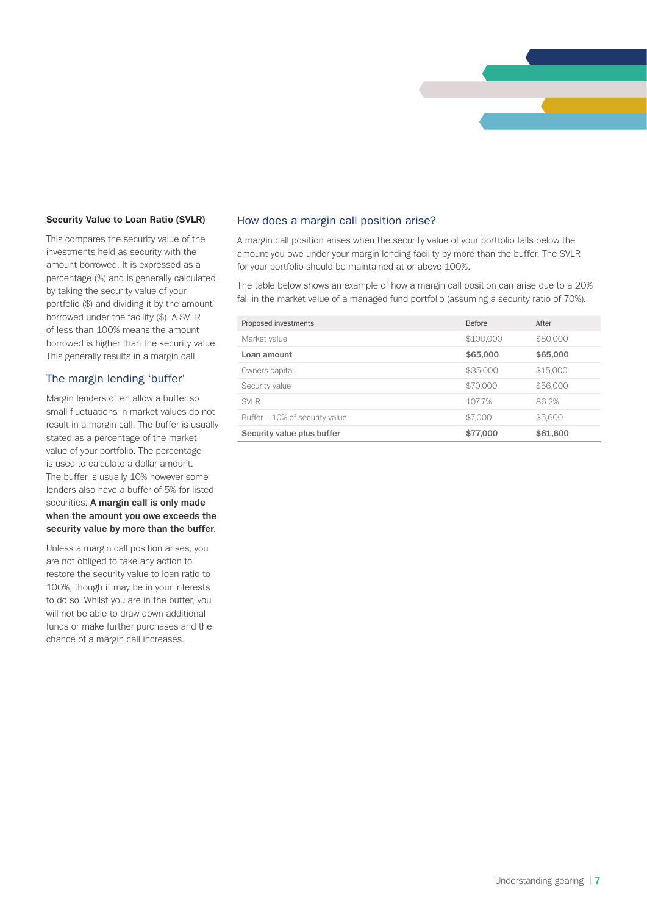### Security Value to Loan Ratio (SVLR)

This compares the security value of the investments held as security with the amount borrowed. It is expressed as a percentage (%) and is generally calculated by taking the security value of your portfolio ($) and dividing it by the amount borrowed under the facility ($). A SVLR of less than 100% means the amount borrowed is higher than the security value. This generally results in a margin call.

## The margin lending 'buffer'

Margin lenders often allow a buffer so small fluctuations in market values do not result in a margin call. The buffer is usually stated as a percentage of the market value of your portfolio. The percentage is used to calculate a dollar amount. The buffer is usually 10% however some lenders also have a buffer of 5% for listed securities. **A margin call is only made when the amount you owe exceeds the security value by more than the buffer**.

Unless a margin call position arises, you are not obliged to take any action to restore the security value to loan ratio to 100%, though it may be in your interests to do so. Whilst you are in the buffer, you will not be able to draw down additional funds or make further purchases and the chance of a margin call increases.

## How does a margin call position arise?

A margin call position arises when the security value of your portfolio falls below the amount you owe under your margin lending facility by more than the buffer. The SVLR for your portfolio should be maintained at or above 100%.

The table below shows an example of how a margin call position can arise due to a 20% fall in the market value of a managed fund portfolio (assuming a security ratio of 70%).

| Proposed investments | Before | After |
|---|---|---|
| Market value | $100,000 | $80,000 |
| **Loan amount** | **$65,000** | **$65,000** |
| Owners capital | $35,000 | $15,000 |
| Security value | $70,000 | $56,000 |
| SVLR | 107.7% | 86.2% |
| Buffer – 10% of security value | $7,000 | $5,600 |
| **Security value plus buffer** | **$77,000** | **$61,600** |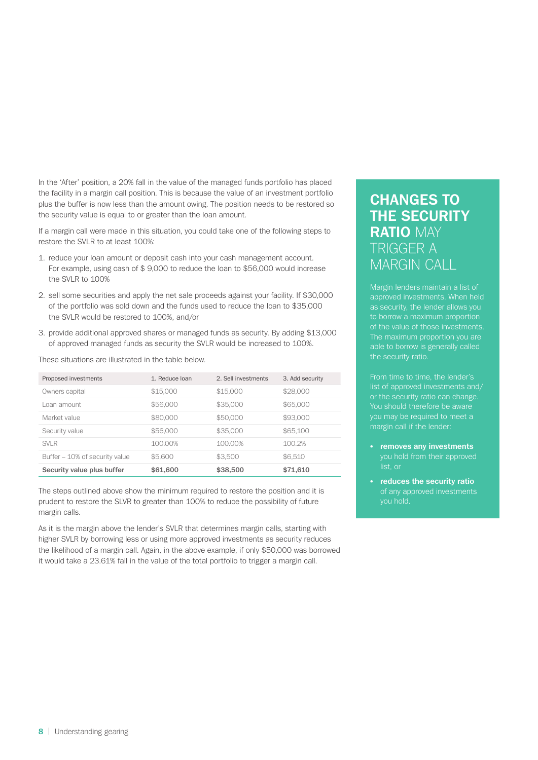In the 'After' position, a 20% fall in the value of the managed funds portfolio has placed the facility in a margin call position. This is because the value of an investment portfolio plus the buffer is now less than the amount owing. The position needs to be restored so the security value is equal to or greater than the loan amount.

If a margin call were made in this situation, you could take one of the following steps to restore the SVLR to at least 100%:

1. reduce your loan amount or deposit cash into your cash management account. For example, using cash of $ 9,000 to reduce the loan to $56,000 would increase the SVLR to 100%
2. sell some securities and apply the net sale proceeds against your facility. If $30,000 of the portfolio was sold down and the funds used to reduce the loan to $35,000 the SVLR would be restored to 100%, and/or
3. provide additional approved shares or managed funds as security. By adding $13,000 of approved managed funds as security the SVLR would be increased to 100%.

These situations are illustrated in the table below.

| Proposed investments | 1. Reduce loan | 2. Sell investments | 3. Add security |
|---|---|---|---|
| Owners capital | $15,000 | $15,000 | $28,000 |
| Loan amount | $56,000 | $35,000 | $65,000 |
| Market value | $80,000 | $50,000 | $93,000 |
| Security value | $56,000 | $35,000 | $65,100 |
| SVLR | 100.00% | 100.00% | 100.2% |
| Buffer – 10% of security value | $5,600 | $3,500 | $6,510 |
| **Security value plus buffer** | **$61,600** | **$38,500** | **$71,610** |

The steps outlined above show the minimum required to restore the position and it is prudent to restore the SLVR to greater than 100% to reduce the possibility of future margin calls.

As it is the margin above the lender's SVLR that determines margin calls, starting with higher SVLR by borrowing less or using more approved investments as security reduces the likelihood of a margin call. Again, in the above example, if only $50,000 was borrowed it would take a 23.61% fall in the value of the total portfolio to trigger a margin call.

## CHANGES TO THE SECURITY RATIO MAY TRIGGER A MARGIN CALL

Margin lenders maintain a list of approved investments. When held as security, the lender allows you to borrow a maximum proportion of the value of those investments. The maximum proportion you are able to borrow is generally called the security ratio.

From time to time, the lender's list of approved investments and/or the security ratio can change. You should therefore be aware you may be required to meet a margin call if the lender:

- **removes any investments** you hold from their approved list, or
- **reduces the security ratio** of any approved investments you hold.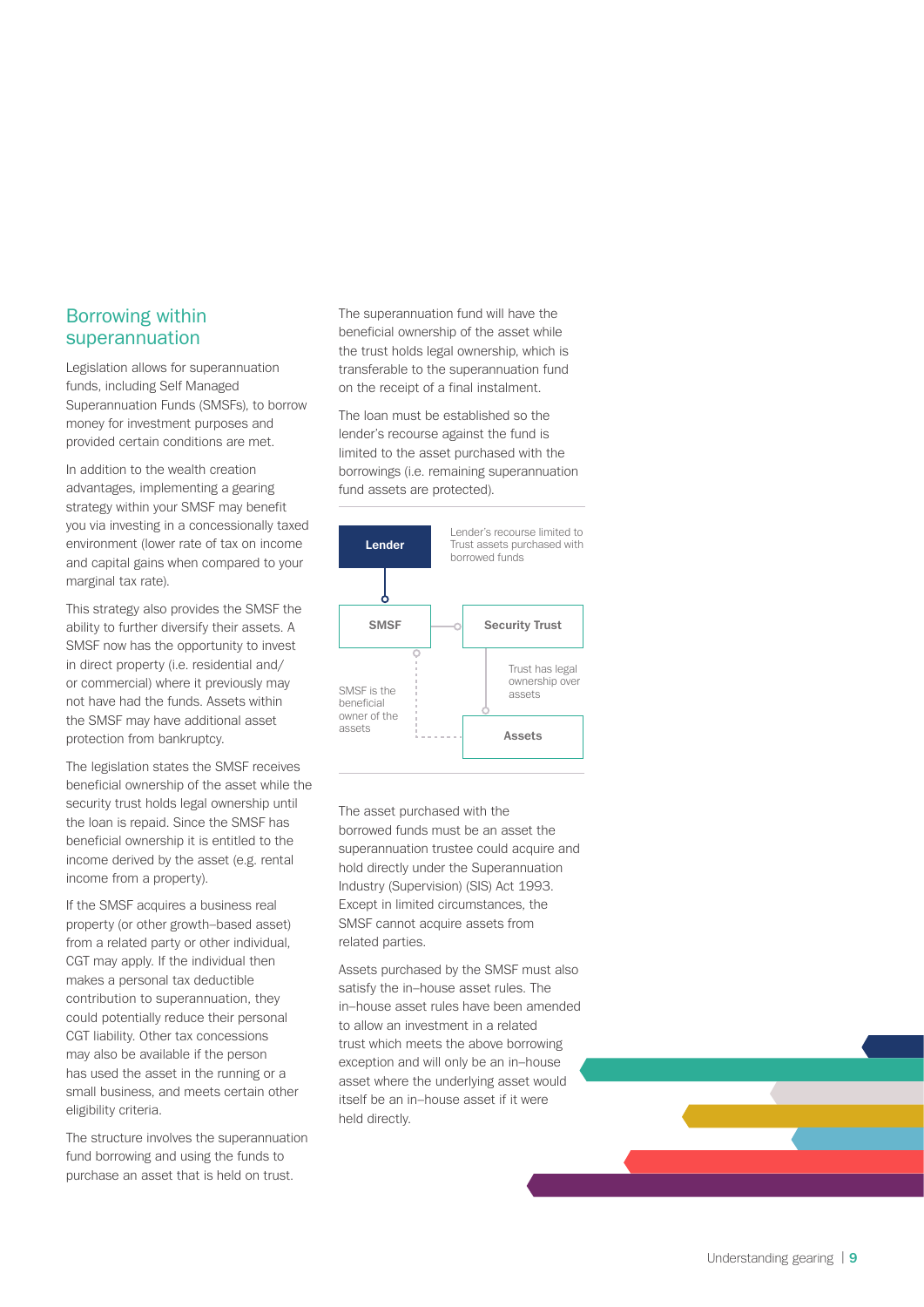## Borrowing within superannuation

Legislation allows for superannuation funds, including Self Managed Superannuation Funds (SMSFs), to borrow money for investment purposes and provided certain conditions are met.

In addition to the wealth creation advantages, implementing a gearing strategy within your SMSF may benefit you via investing in a concessionally taxed environment (lower rate of tax on income and capital gains when compared to your marginal tax rate).

This strategy also provides the SMSF the ability to further diversify their assets. A SMSF now has the opportunity to invest in direct property (i.e. residential and/or commercial) where it previously may not have had the funds. Assets within the SMSF may have additional asset protection from bankruptcy.

The legislation states the SMSF receives beneficial ownership of the asset while the security trust holds legal ownership until the loan is repaid. Since the SMSF has beneficial ownership it is entitled to the income derived by the asset (e.g. rental income from a property).

If the SMSF acquires a business real property (or other growth–based asset) from a related party or other individual, CGT may apply. If the individual then makes a personal tax deductible contribution to superannuation, they could potentially reduce their personal CGT liability. Other tax concessions may also be available if the person has used the asset in the running or a small business, and meets certain other eligibility criteria.

The structure involves the superannuation fund borrowing and using the funds to purchase an asset that is held on trust.

The superannuation fund will have the beneficial ownership of the asset while the trust holds legal ownership, which is transferable to the superannuation fund on the receipt of a final instalment.

The loan must be established so the lender's recourse against the fund is limited to the asset purchased with the borrowings (i.e. remaining superannuation fund assets are protected).

Lender — Lender's recourse limited to Trust assets purchased with borrowed funds

SMSF — Security Trust

SMSF is the beneficial owner of the assets

Trust has legal ownership over assets

Assets

The asset purchased with the borrowed funds must be an asset the superannuation trustee could acquire and hold directly under the Superannuation Industry (Supervision) (SIS) Act 1993. Except in limited circumstances, the SMSF cannot acquire assets from related parties.

Assets purchased by the SMSF must also satisfy the in–house asset rules. The in–house asset rules have been amended to allow an investment in a related trust which meets the above borrowing exception and will only be an in–house asset where the underlying asset would itself be an in–house asset if it were held directly.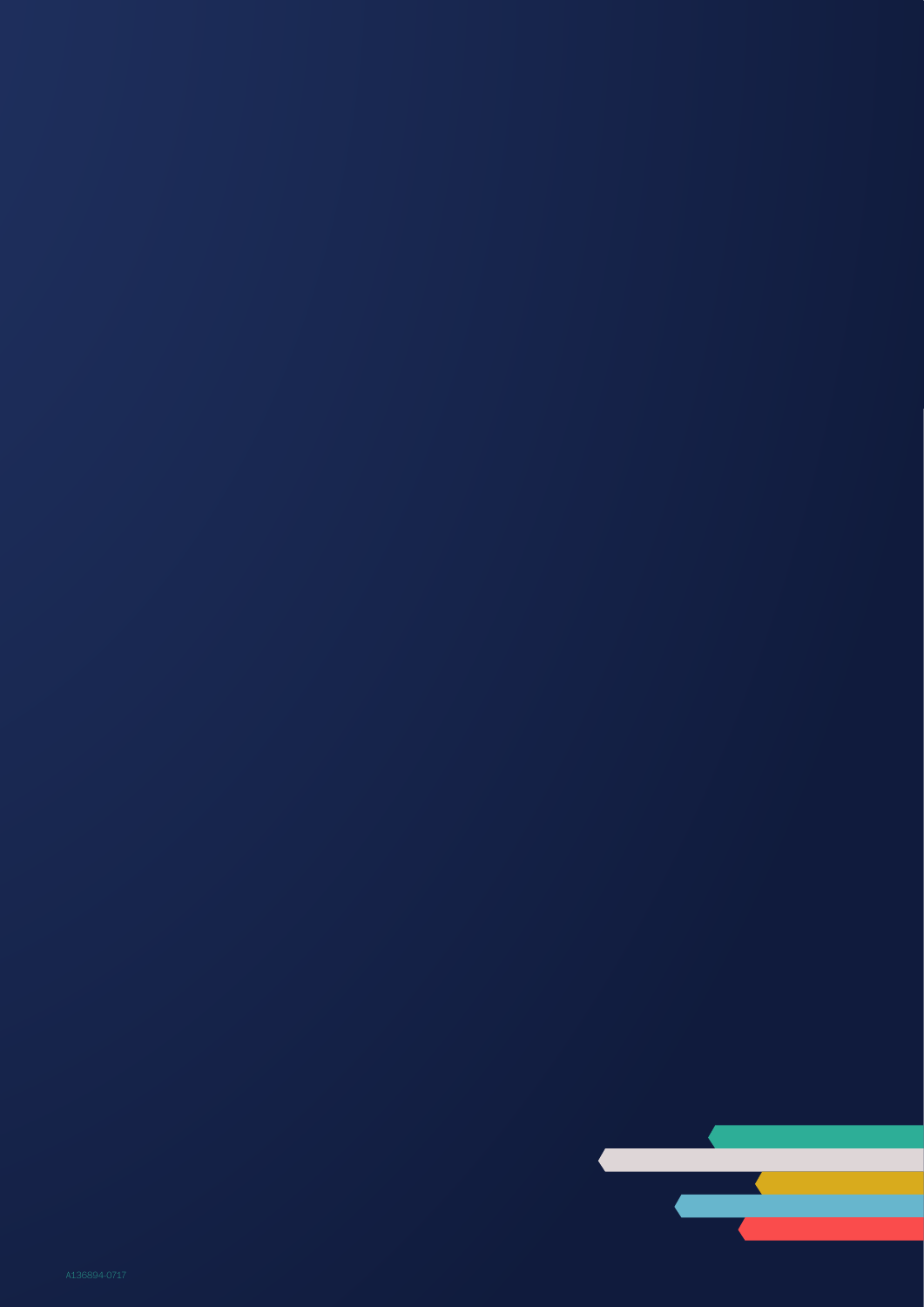A136894-0717